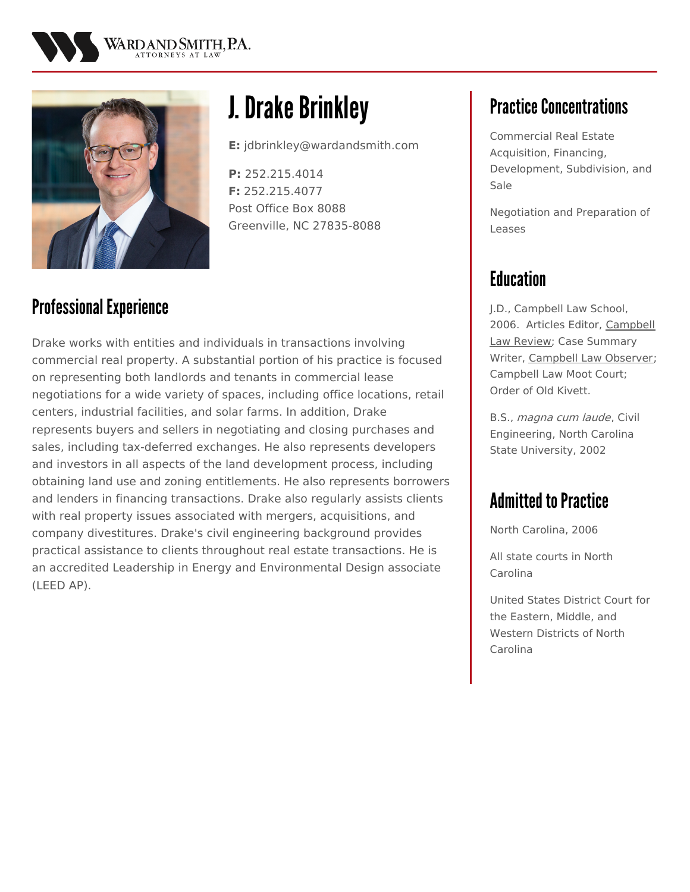# J. Drake Brinkley

**E:** jdbrinkley@wardandsmith.com

**P:** 252.215.4014
**F:** 252.215.4077
Post Office Box 8088
Greenville, NC 27835-8088

## Professional Experience

Drake works with entities and individuals in transactions involving commercial real property. A substantial portion of his practice is focused on representing both landlords and tenants in commercial lease negotiations for a wide variety of spaces, including office locations, retail centers, industrial facilities, and solar farms. In addition, Drake represents buyers and sellers in negotiating and closing purchases and sales, including tax-deferred exchanges. He also represents developers and investors in all aspects of the land development process, including obtaining land use and zoning entitlements. He also represents borrowers and lenders in financing transactions. Drake also regularly assists clients with real property issues associated with mergers, acquisitions, and company divestitures. Drake's civil engineering background provides practical assistance to clients throughout real estate transactions. He is an accredited Leadership in Energy and Environmental Design associate (LEED AP).

## Practice Concentrations

Commercial Real Estate Acquisition, Financing, Development, Subdivision, and Sale

Negotiation and Preparation of Leases

## Education

J.D., Campbell Law School, 2006. Articles Editor, Campbell Law Review; Case Summary Writer, Campbell Law Observer; Campbell Law Moot Court; Order of Old Kivett.

B.S., *magna cum laude*, Civil Engineering, North Carolina State University, 2002

## Admitted to Practice

North Carolina, 2006

All state courts in North Carolina

United States District Court for the Eastern, Middle, and Western Districts of North Carolina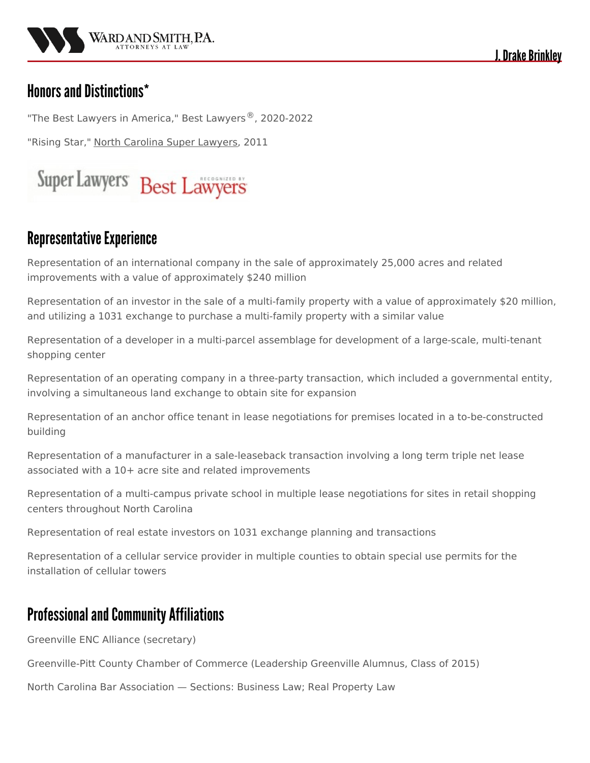## Honors and Distinctions*

"The Best Lawyers in America," Best Lawyers®, 2020-2022

"Rising Star," North Carolina Super Lawyers, 2011

## Representative Experience

Representation of an international company in the sale of approximately 25,000 acres and related improvements with a value of approximately $240 million

Representation of an investor in the sale of a multi-family property with a value of approximately $20 million, and utilizing a 1031 exchange to purchase a multi-family property with a similar value

Representation of a developer in a multi-parcel assemblage for development of a large-scale, multi-tenant shopping center

Representation of an operating company in a three-party transaction, which included a governmental entity, involving a simultaneous land exchange to obtain site for expansion

Representation of an anchor office tenant in lease negotiations for premises located in a to-be-constructed building

Representation of a manufacturer in a sale-leaseback transaction involving a long term triple net lease associated with a 10+ acre site and related improvements

Representation of a multi-campus private school in multiple lease negotiations for sites in retail shopping centers throughout North Carolina

Representation of real estate investors on 1031 exchange planning and transactions

Representation of a cellular service provider in multiple counties to obtain special use permits for the installation of cellular towers

## Professional and Community Affiliations

Greenville ENC Alliance (secretary)

Greenville-Pitt County Chamber of Commerce (Leadership Greenville Alumnus, Class of 2015)

North Carolina Bar Association — Sections: Business Law; Real Property Law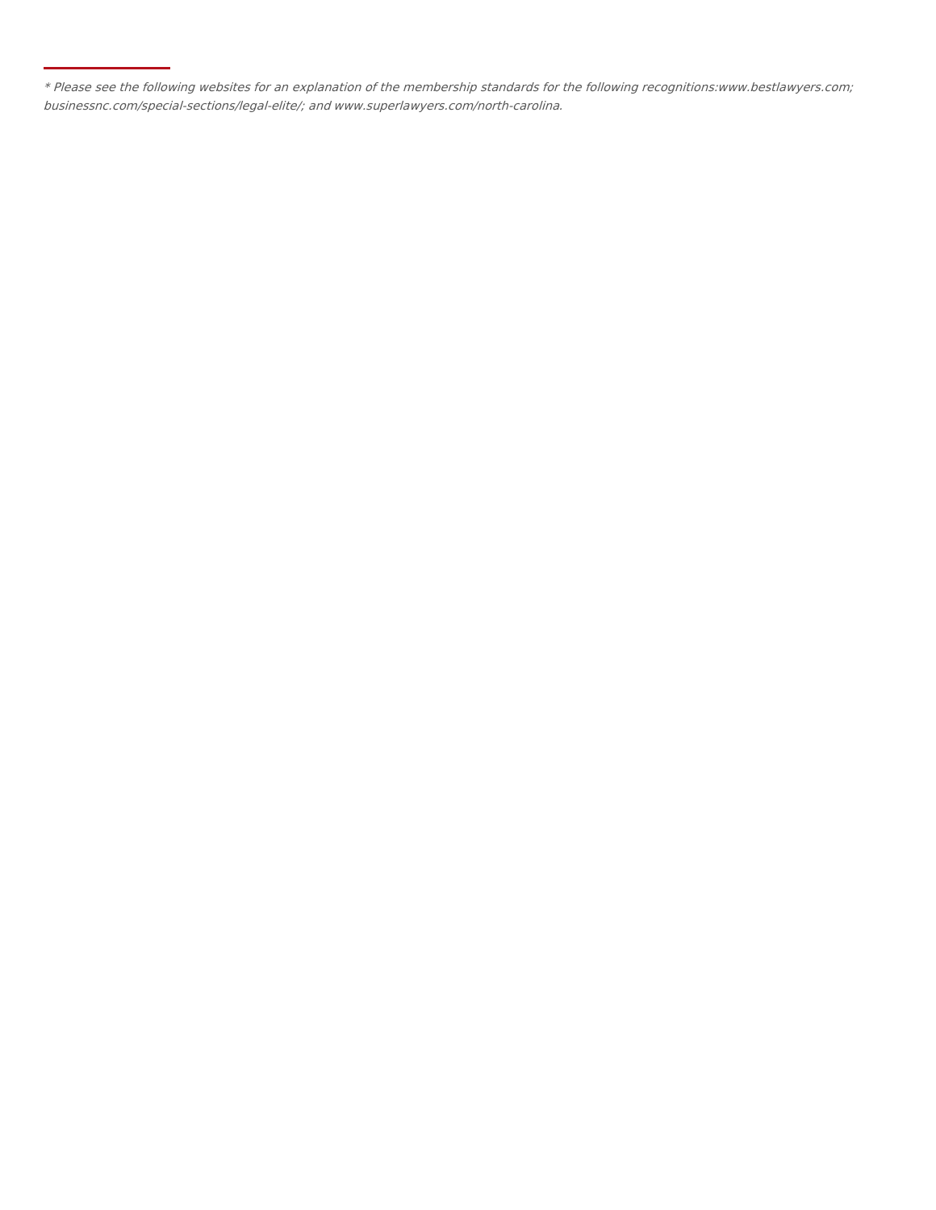*\* Please see the following websites for an explanation of the membership standards for the following recognitions:www.bestlawyers.com; businessnc.com/special-sections/legal-elite/; and www.superlawyers.com/north-carolina.*